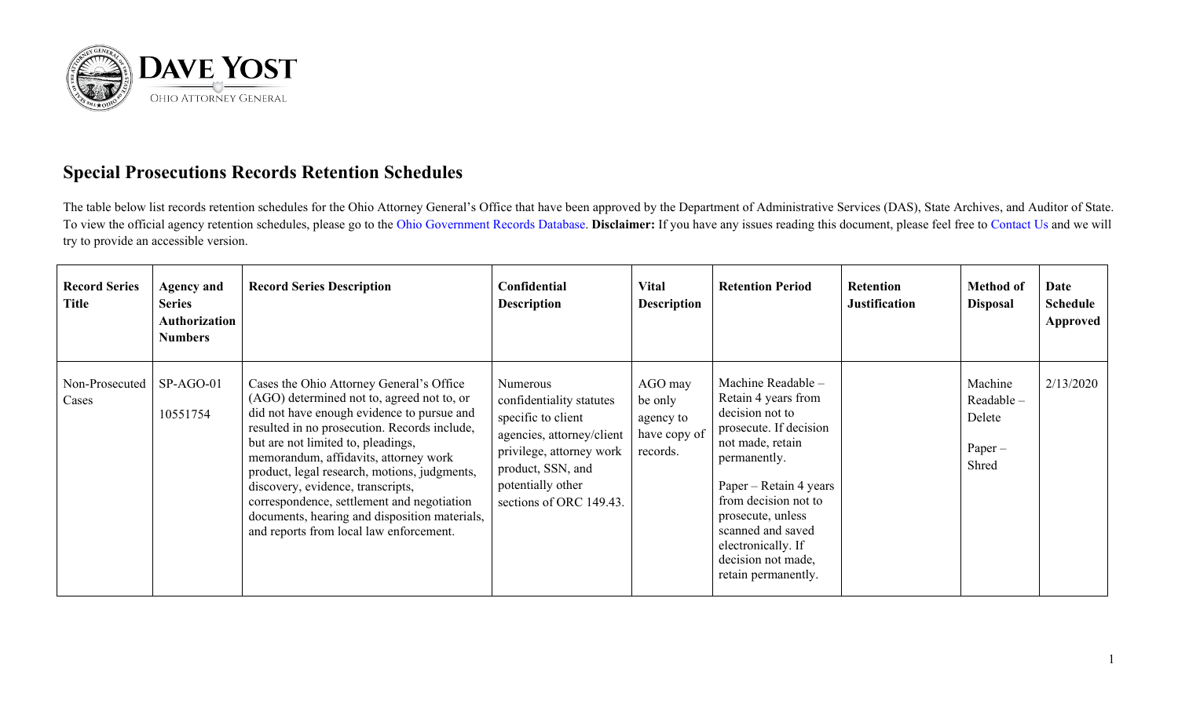DAVE YOST
OHIO ATTORNEY GENERAL

## Special Prosecutions Records Retention Schedules

The table below list records retention schedules for the Ohio Attorney General's Office that have been approved by the Department of Administrative Services (DAS), State Archives, and Auditor of State. To view the official agency retention schedules, please go to the Ohio Government Records Database. **Disclaimer:** If you have any issues reading this document, please feel free to Contact Us and we will try to provide an accessible version.

| Record Series Title | Agency and Series Authorization Numbers | Record Series Description | Confidential Description | Vital Description | Retention Period | Retention Justification | Method of Disposal | Date Schedule Approved |
|---|---|---|---|---|---|---|---|---|
| Non-Prosecuted Cases | SP-AGO-01<br><br>10551754 | Cases the Ohio Attorney General's Office (AGO) determined not to, agreed not to, or did not have enough evidence to pursue and resulted in no prosecution. Records include, but are not limited to, pleadings, memorandum, affidavits, attorney work product, legal research, motions, judgments, discovery, evidence, transcripts, correspondence, settlement and negotiation documents, hearing and disposition materials, and reports from local law enforcement. | Numerous confidentiality statutes specific to client agencies, attorney/client privilege, attorney work product, SSN, and potentially other sections of ORC 149.43. | AGO may be only agency to have copy of records. | Machine Readable – Retain 4 years from decision not to prosecute. If decision not made, retain permanently.<br><br>Paper – Retain 4 years from decision not to prosecute, unless scanned and saved electronically. If decision not made, retain permanently. | | Machine Readable – Delete<br><br>Paper – Shred | 2/13/2020 |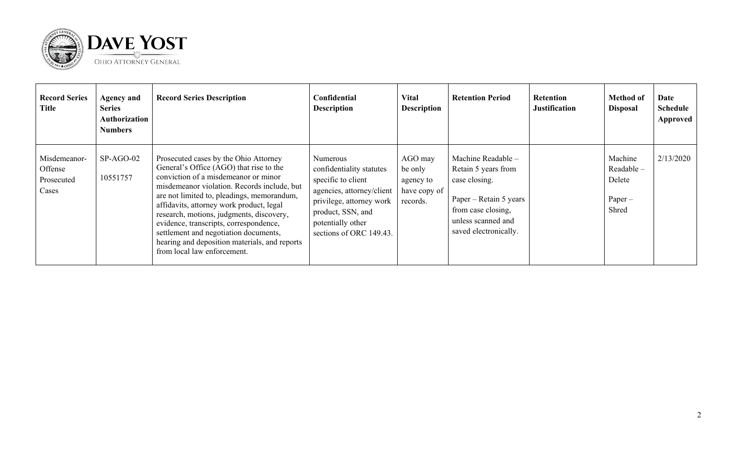| Record Series Title | Agency and Series Authorization Numbers | Record Series Description | Confidential Description | Vital Description | Retention Period | Retention Justification | Method of Disposal | Date Schedule Approved |
|---|---|---|---|---|---|---|---|---|
| Misdemeanor-Offense Prosecuted Cases | SP-AGO-02<br><br>10551757 | Prosecuted cases by the Ohio Attorney General's Office (AGO) that rise to the conviction of a misdemeanor or minor misdemeanor violation. Records include, but are not limited to, pleadings, memorandum, affidavits, attorney work product, legal research, motions, judgments, discovery, evidence, transcripts, correspondence, settlement and negotiation documents, hearing and deposition materials, and reports from local law enforcement. | Numerous confidentiality statutes specific to client agencies, attorney/client privilege, attorney work product, SSN, and potentially other sections of ORC 149.43. | AGO may be only agency to have copy of records. | Machine Readable – Retain 5 years from case closing.<br><br>Paper – Retain 5 years from case closing, unless scanned and saved electronically. | | Machine Readable – Delete<br><br>Paper – Shred | 2/13/2020 |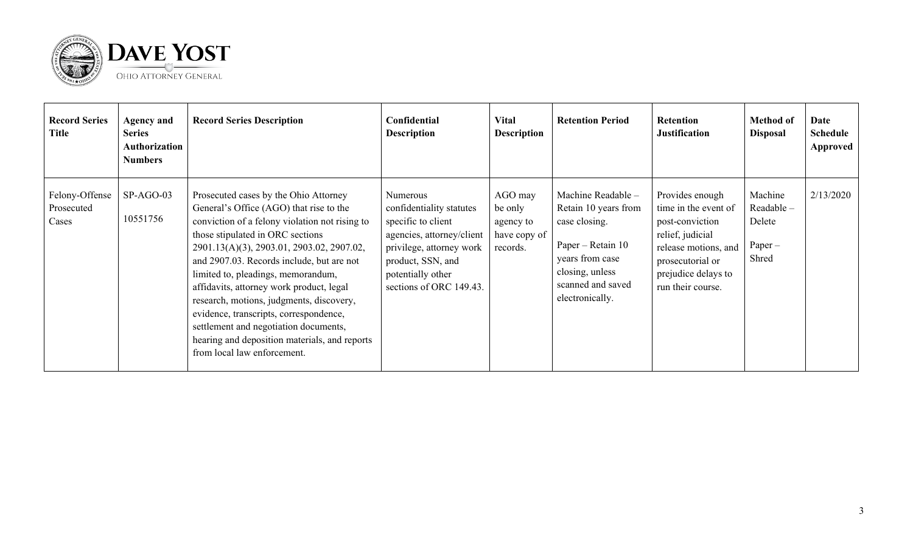| Record Series Title | Agency and Series Authorization Numbers | Record Series Description | Confidential Description | Vital Description | Retention Period | Retention Justification | Method of Disposal | Date Schedule Approved |
|---|---|---|---|---|---|---|---|---|
| Felony-Offense Prosecuted Cases | SP-AGO-03<br><br>10551756 | Prosecuted cases by the Ohio Attorney General's Office (AGO) that rise to the conviction of a felony violation not rising to those stipulated in ORC sections 2901.13(A)(3), 2903.01, 2903.02, 2907.02, and 2907.03. Records include, but are not limited to, pleadings, memorandum, affidavits, attorney work product, legal research, motions, judgments, discovery, evidence, transcripts, correspondence, settlement and negotiation documents, hearing and deposition materials, and reports from local law enforcement. | Numerous confidentiality statutes specific to client agencies, attorney/client privilege, attorney work product, SSN, and potentially other sections of ORC 149.43. | AGO may be only agency to have copy of records. | Machine Readable – Retain 10 years from case closing.<br><br>Paper – Retain 10 years from case closing, unless scanned and saved electronically. | Provides enough time in the event of post-conviction relief, judicial release motions, and prosecutorial or prejudice delays to run their course. | Machine Readable – Delete<br><br>Paper – Shred | 2/13/2020 |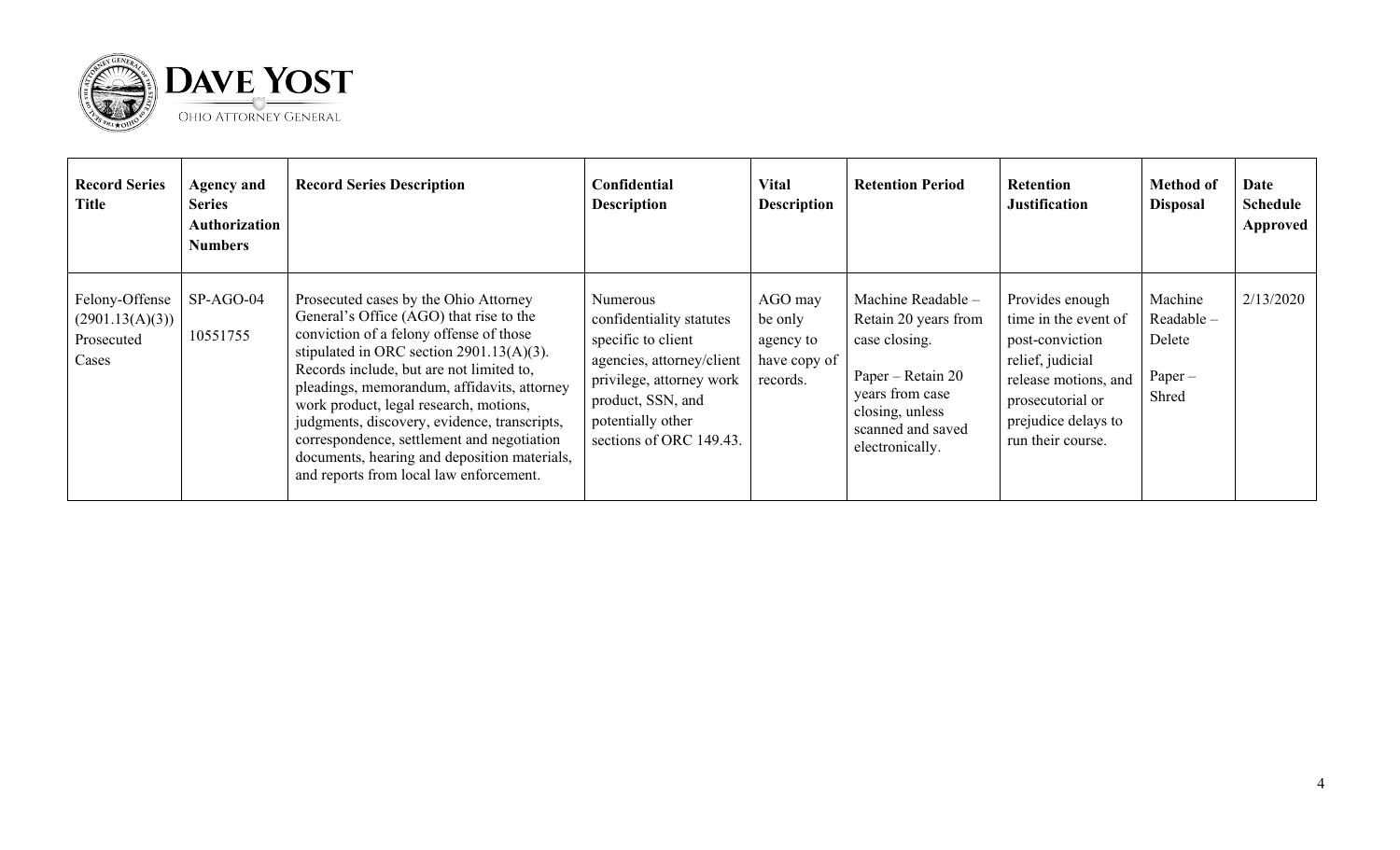| Record Series Title | Agency and Series Authorization Numbers | Record Series Description | Confidential Description | Vital Description | Retention Period | Retention Justification | Method of Disposal | Date Schedule Approved |
|---|---|---|---|---|---|---|---|---|
| Felony-Offense (2901.13(A)(3)) Prosecuted Cases | SP-AGO-04<br><br>10551755 | Prosecuted cases by the Ohio Attorney General's Office (AGO) that rise to the conviction of a felony offense of those stipulated in ORC section 2901.13(A)(3). Records include, but are not limited to, pleadings, memorandum, affidavits, attorney work product, legal research, motions, judgments, discovery, evidence, transcripts, correspondence, settlement and negotiation documents, hearing and deposition materials, and reports from local law enforcement. | Numerous confidentiality statutes specific to client agencies, attorney/client privilege, attorney work product, SSN, and potentially other sections of ORC 149.43. | AGO may be only agency to have copy of records. | Machine Readable – Retain 20 years from case closing.<br><br>Paper – Retain 20 years from case closing, unless scanned and saved electronically. | Provides enough time in the event of post-conviction relief, judicial release motions, and prosecutorial or prejudice delays to run their course. | Machine Readable – Delete<br><br>Paper – Shred | 2/13/2020 |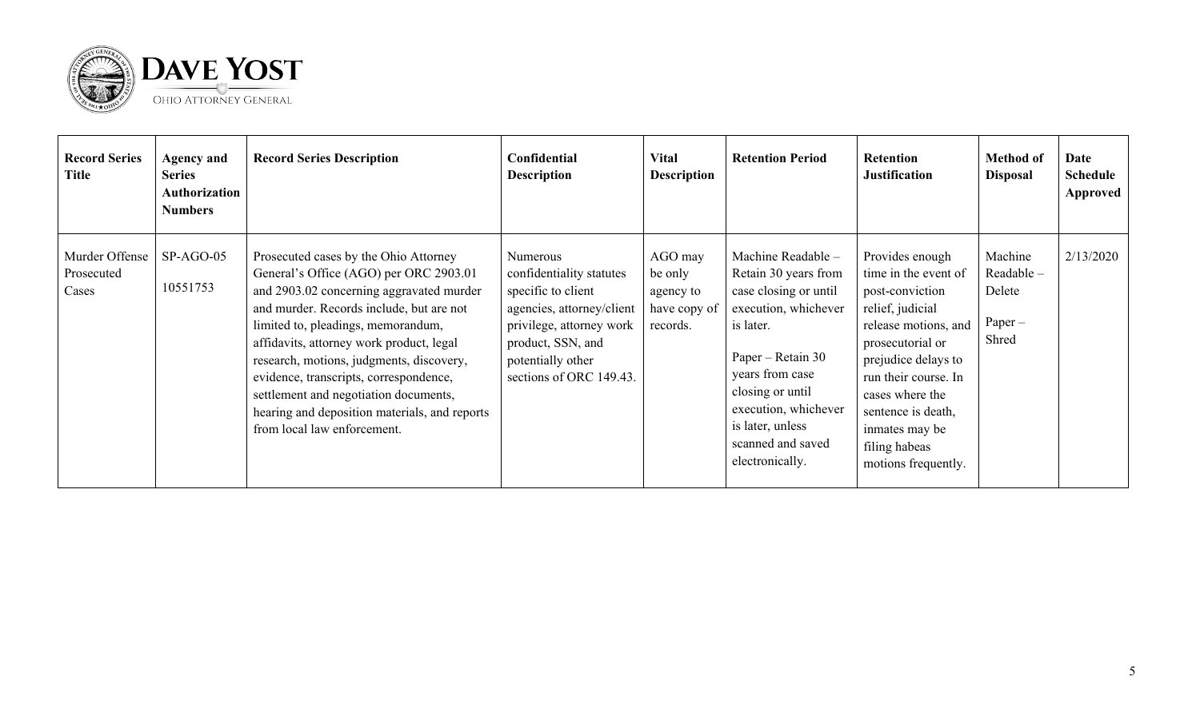| Record Series Title | Agency and Series Authorization Numbers | Record Series Description | Confidential Description | Vital Description | Retention Period | Retention Justification | Method of Disposal | Date Schedule Approved |
|---|---|---|---|---|---|---|---|---|
| Murder Offense Prosecuted Cases | SP-AGO-05<br><br>10551753 | Prosecuted cases by the Ohio Attorney General's Office (AGO) per ORC 2903.01 and 2903.02 concerning aggravated murder and murder. Records include, but are not limited to, pleadings, memorandum, affidavits, attorney work product, legal research, motions, judgments, discovery, evidence, transcripts, correspondence, settlement and negotiation documents, hearing and deposition materials, and reports from local law enforcement. | Numerous confidentiality statutes specific to client agencies, attorney/client privilege, attorney work product, SSN, and potentially other sections of ORC 149.43. | AGO may be only agency to have copy of records. | Machine Readable – Retain 30 years from case closing or until execution, whichever is later.<br><br>Paper – Retain 30 years from case closing or until execution, whichever is later, unless scanned and saved electronically. | Provides enough time in the event of post-conviction relief, judicial release motions, and prosecutorial or prejudice delays to run their course. In cases where the sentence is death, inmates may be filing habeas motions frequently. | Machine Readable – Delete<br><br>Paper – Shred | 2/13/2020 |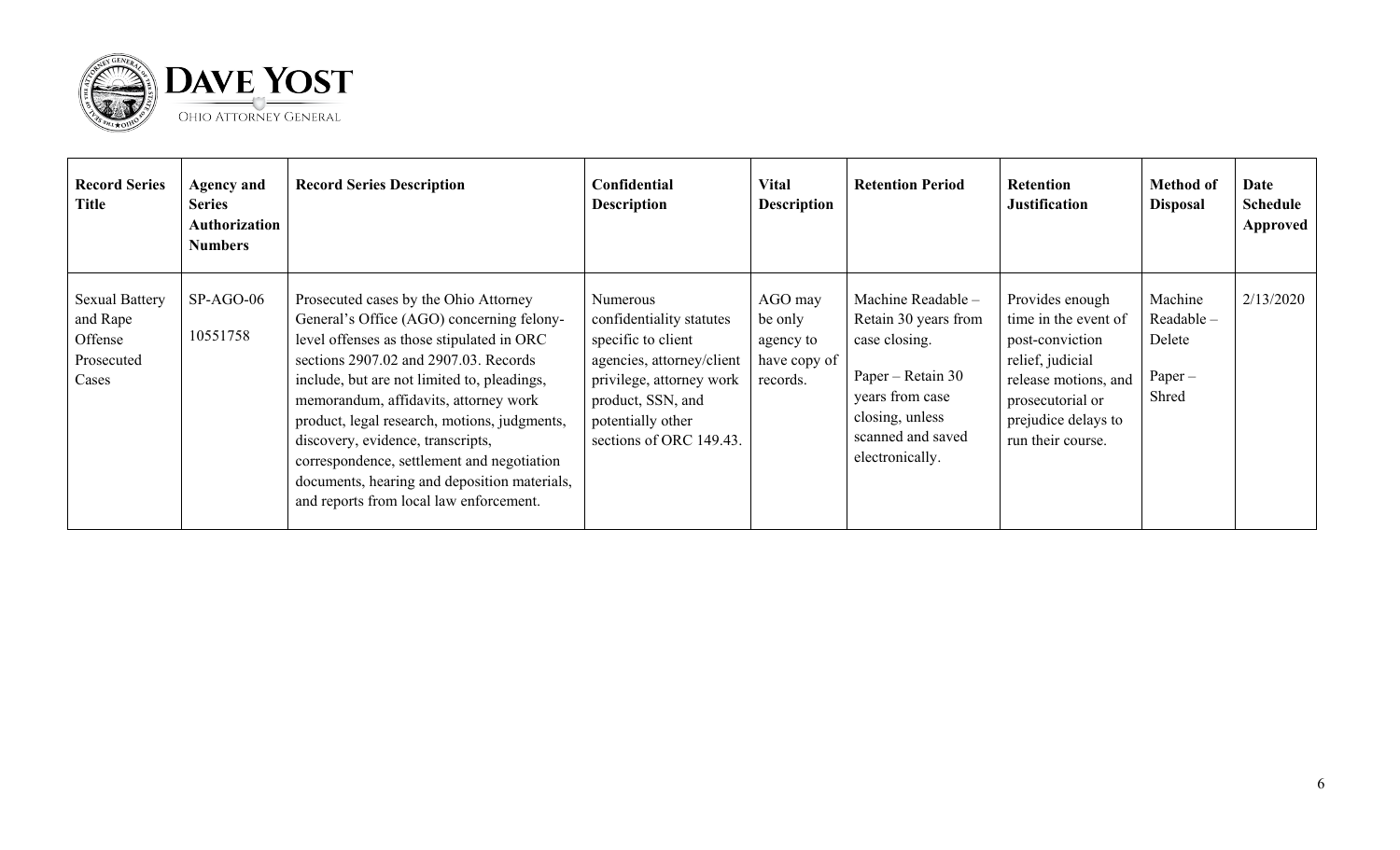DAVE YOST

OHIO ATTORNEY GENERAL

| Record Series Title | Agency and Series Authorization Numbers | Record Series Description | Confidential Description | Vital Description | Retention Period | Retention Justification | Method of Disposal | Date Schedule Approved |
|---|---|---|---|---|---|---|---|---|
| Sexual Battery and Rape Offense Prosecuted Cases | SP-AGO-06<br><br>10551758 | Prosecuted cases by the Ohio Attorney General's Office (AGO) concerning felony-level offenses as those stipulated in ORC sections 2907.02 and 2907.03. Records include, but are not limited to, pleadings, memorandum, affidavits, attorney work product, legal research, motions, judgments, discovery, evidence, transcripts, correspondence, settlement and negotiation documents, hearing and deposition materials, and reports from local law enforcement. | Numerous confidentiality statutes specific to client agencies, attorney/client privilege, attorney work product, SSN, and potentially other sections of ORC 149.43. | AGO may be only agency to have copy of records. | Machine Readable – Retain 30 years from case closing.<br><br>Paper – Retain 30 years from case closing, unless scanned and saved electronically. | Provides enough time in the event of post-conviction relief, judicial release motions, and prosecutorial or prejudice delays to run their course. | Machine Readable – Delete<br><br>Paper – Shred | 2/13/2020 |